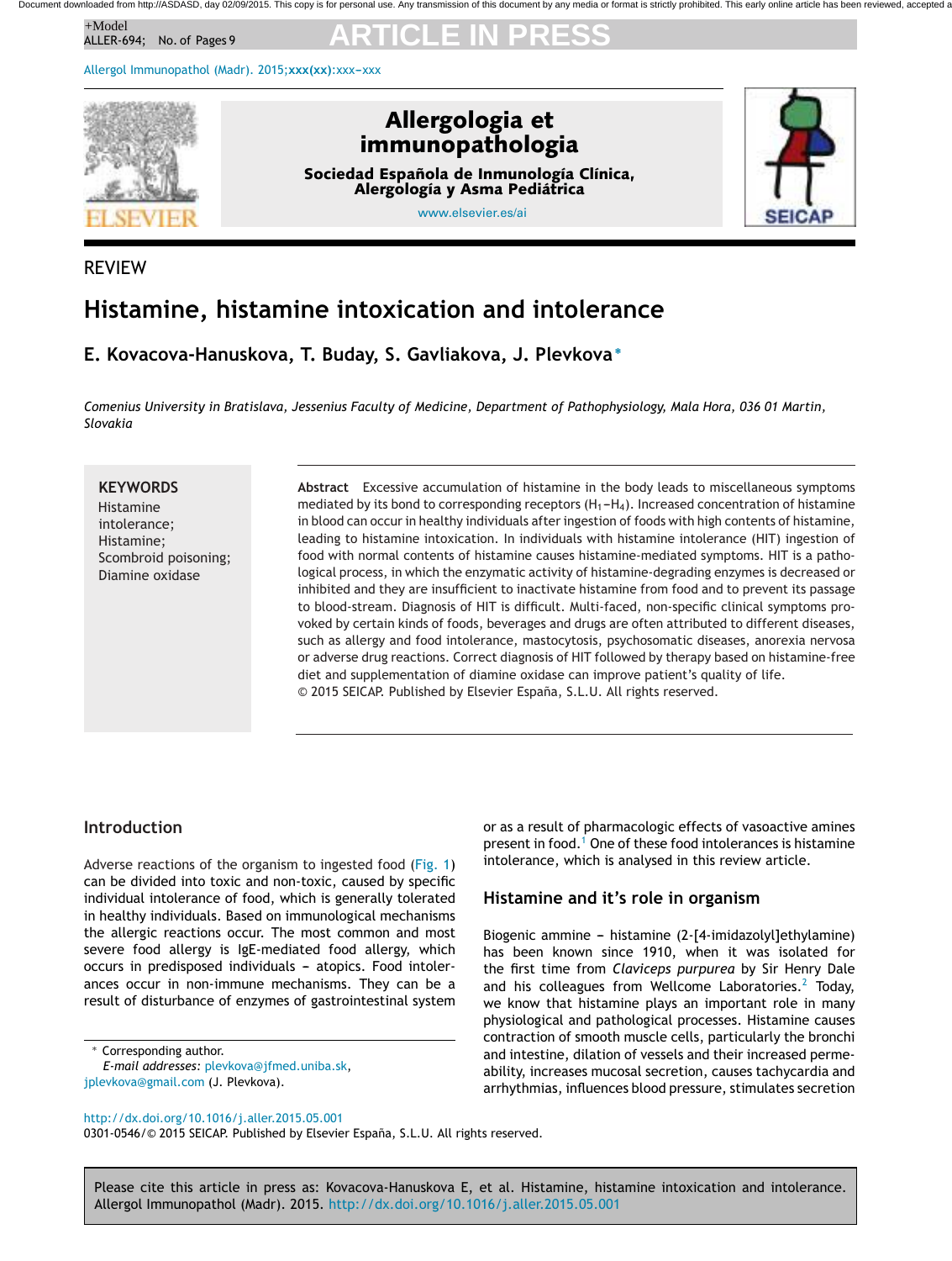REVIEW

# Histamine, histamine intoxication and intolerance

**E. Kovacova-Hanuskova, T. Buday, S. Gavliakova, J. Plevkova***

*Comenius University in Bratislava, Jessenius Faculty of Medicine, Department of Pathophysiology, Mala Hora, 036 01 Martin, Slovakia*

**KEYWORDS**
Histamine intolerance;
Histamine;
Scombroid poisoning;
Diamine oxidase

**Abstract** Excessive accumulation of histamine in the body leads to miscellaneous symptoms mediated by its bond to corresponding receptors ($H_1$–$H_4$). Increased concentration of histamine in blood can occur in healthy individuals after ingestion of foods with high contents of histamine, leading to histamine intoxication. In individuals with histamine intolerance (HIT) ingestion of food with normal contents of histamine causes histamine-mediated symptoms. HIT is a pathological process, in which the enzymatic activity of histamine-degrading enzymes is decreased or inhibited and they are insufficient to inactivate histamine from food and to prevent its passage to blood-stream. Diagnosis of HIT is difficult. Multi-faced, non-specific clinical symptoms provoked by certain kinds of foods, beverages and drugs are often attributed to different diseases, such as allergy and food intolerance, mastocytosis, psychosomatic diseases, anorexia nervosa or adverse drug reactions. Correct diagnosis of HIT followed by therapy based on histamine-free diet and supplementation of diamine oxidase can improve patient's quality of life.
© 2015 SEICAP. Published by Elsevier España, S.L.U. All rights reserved.

## Introduction

Adverse reactions of the organism to ingested food (Fig. 1) can be divided into toxic and non-toxic, caused by specific individual intolerance of food, which is generally tolerated in healthy individuals. Based on immunological mechanisms the allergic reactions occur. The most common and most severe food allergy is IgE-mediated food allergy, which occurs in predisposed individuals – atopics. Food intolerances occur in non-immune mechanisms. They can be a result of disturbance of enzymes of gastrointestinal system or as a result of pharmacologic effects of vasoactive amines present in food.[1] One of these food intolerances is histamine intolerance, which is analysed in this review article.

## Histamine and it's role in organism

Biogenic ammine – histamine (2-[4-imidazolyl]ethylamine) has been known since 1910, when it was isolated for the first time from *Claviceps purpurea* by Sir Henry Dale and his colleagues from Wellcome Laboratories.[2] Today, we know that histamine plays an important role in many physiological and pathological processes. Histamine causes contraction of smooth muscle cells, particularly the bronchi and intestine, dilation of vessels and their increased permeability, increases mucosal secretion, causes tachycardia and arrhythmias, influences blood pressure, stimulates secretion

\* Corresponding author.
*E-mail addresses:* plevkova@jfmed.uniba.sk, jplevkova@gmail.com (J. Plevkova).

http://dx.doi.org/10.1016/j.aller.2015.05.001
0301-0546/© 2015 SEICAP. Published by Elsevier España, S.L.U. All rights reserved.

Please cite this article in press as: Kovacova-Hanuskova E, et al. Histamine, histamine intoxication and intolerance. Allergol Immunopathol (Madr). 2015. http://dx.doi.org/10.1016/j.aller.2015.05.001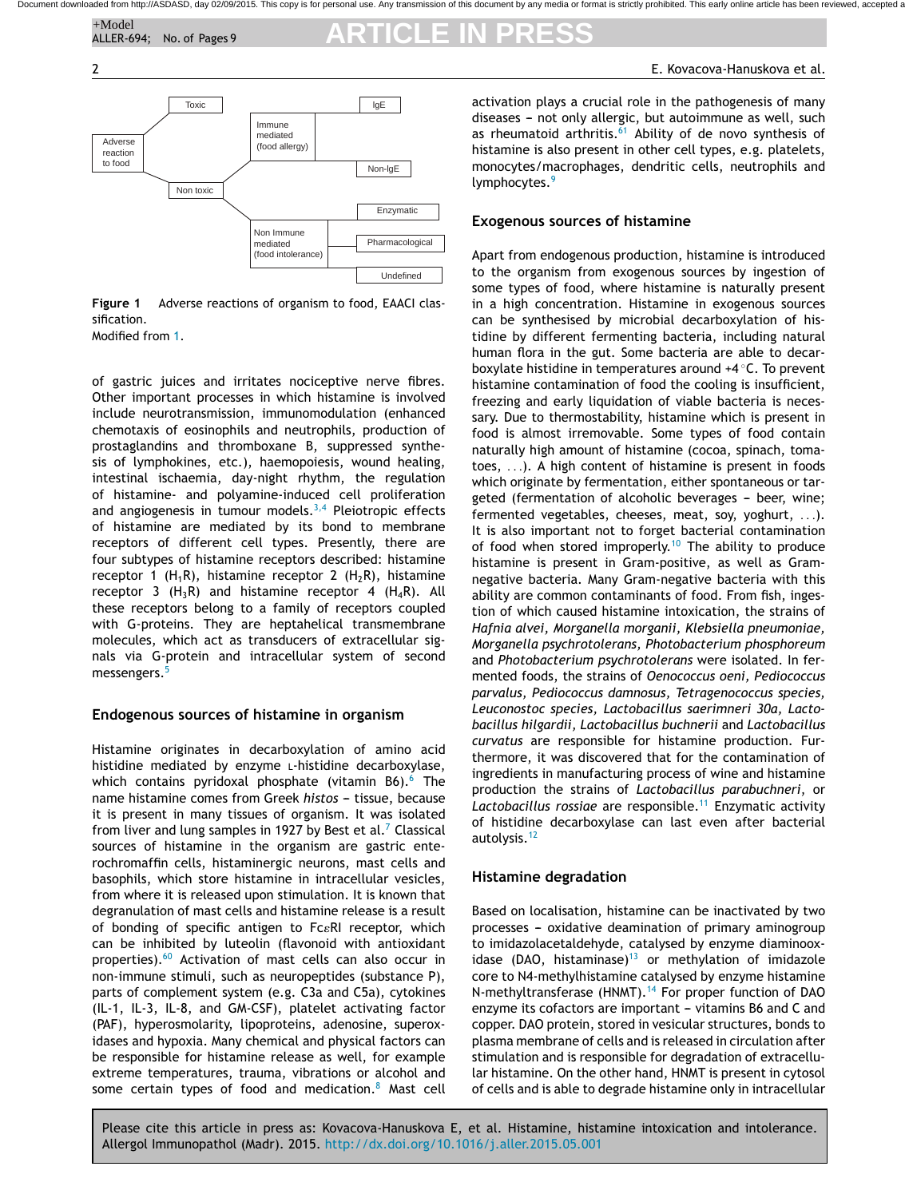Figure 1 Adverse reactions of organism to food, EAACI classification.
Modified from [1].

of gastric juices and irritates nociceptive nerve fibres. Other important processes in which histamine is involved include neurotransmission, immunomodulation (enhanced chemotaxis of eosinophils and neutrophils, production of prostaglandins and thromboxane B, suppressed synthesis of lymphokines, etc.), haemopoiesis, wound healing, intestinal ischaemia, day-night rhythm, the regulation of histamine- and polyamine-induced cell proliferation and angiogenesis in tumour models.[3,4] Pleiotropic effects of histamine are mediated by its bond to membrane receptors of different cell types. Presently, there are four subtypes of histamine receptors described: histamine receptor 1 ($H_1R$), histamine receptor 2 ($H_2R$), histamine receptor 3 ($H_3R$) and histamine receptor 4 ($H_4R$). All these receptors belong to a family of receptors coupled with G-proteins. They are heptahelical transmembrane molecules, which act as transducers of extracellular signals via G-protein and intracellular system of second messengers.[5]

## Endogenous sources of histamine in organism

Histamine originates in decarboxylation of amino acid histidine mediated by enzyme L-histidine decarboxylase, which contains pyridoxal phosphate (vitamin B6).[6] The name histamine comes from Greek *histos* – tissue, because it is present in many tissues of organism. It was isolated from liver and lung samples in 1927 by Best et al.[7] Classical sources of histamine in the organism are gastric enterochromaffin cells, histaminergic neurons, mast cells and basophils, which store histamine in intracellular vesicles, from where it is released upon stimulation. It is known that degranulation of mast cells and histamine release is a result of bonding of specific antigen to FcεRI receptor, which can be inhibited by luteolin (flavonoid with antioxidant properties).[60] Activation of mast cells can also occur in non-immune stimuli, such as neuropeptides (substance P), parts of complement system (e.g. C3a and C5a), cytokines (IL-1, IL-3, IL-8, and GM-CSF), platelet activating factor (PAF), hyperosmolarity, lipoproteins, adenosine, superoxidases and hypoxia. Many chemical and physical factors can be responsible for histamine release as well, for example extreme temperatures, trauma, vibrations or alcohol and some certain types of food and medication.[8] Mast cell activation plays a crucial role in the pathogenesis of many diseases – not only allergic, but autoimmune as well, such as rheumatoid arthritis.[61] Ability of de novo synthesis of histamine is also present in other cell types, e.g. platelets, monocytes/macrophages, dendritic cells, neutrophils and lymphocytes.[9]

## Exogenous sources of histamine

Apart from endogenous production, histamine is introduced to the organism from exogenous sources by ingestion of some types of food, where histamine is naturally present in a high concentration. Histamine in exogenous sources can be synthesised by microbial decarboxylation of histidine by different fermenting bacteria, including natural human flora in the gut. Some bacteria are able to decarboxylate histidine in temperatures around +4 °C. To prevent histamine contamination of food the cooling is insufficient, freezing and early liquidation of viable bacteria is necessary. Due to thermostability, histamine which is present in food is almost irremovable. Some types of food contain naturally high amount of histamine (cocoa, spinach, tomatoes, ...). A high content of histamine is present in foods which originate by fermentation, either spontaneous or targeted (fermentation of alcoholic beverages – beer, wine; fermented vegetables, cheeses, meat, soy, yoghurt, ...). It is also important not to forget bacterial contamination of food when stored improperly.[10] The ability to produce histamine is present in Gram-positive, as well as Gram-negative bacteria. Many Gram-negative bacteria with this ability are common contaminants of food. From fish, ingestion of which caused histamine intoxication, the strains of *Hafnia alvei, Morganella morganii, Klebsiella pneumoniae, Morganella psychrotolerans, Photobacterium phosphoreum* and *Photobacterium psychrotolerans* were isolated. In fermented foods, the strains of *Oenococcus oeni, Pediococcus parvalus, Pediococcus damnosus, Tetragenococcus species, Leuconostoc species, Lactobacillus saerimneri 30a, Lactobacillus hilgardii, Lactobacillus buchnerii* and *Lactobacillus curvatus* are responsible for histamine production. Furthermore, it was discovered that for the contamination of ingredients in manufacturing process of wine and histamine production the strains of *Lactobacillus parabuchneri*, or *Lactobacillus rossiae* are responsible.[11] Enzymatic activity of histidine decarboxylase can last even after bacterial autolysis.[12]

## Histamine degradation

Based on localisation, histamine can be inactivated by two processes – oxidative deamination of primary aminogroup to imidazolacetaldehyde, catalysed by enzyme diaminooxidase (DAO, histaminase)[13] or methylation of imidazole core to N4-methylhistamine catalysed by enzyme histamine N-methyltransferase (HNMT).[14] For proper function of DAO enzyme its cofactors are important – vitamins B6 and C and copper. DAO protein, stored in vesicular structures, bonds to plasma membrane of cells and is released in circulation after stimulation and is responsible for degradation of extracellular histamine. On the other hand, HNMT is present in cytosol of cells and is able to degrade histamine only in intracellular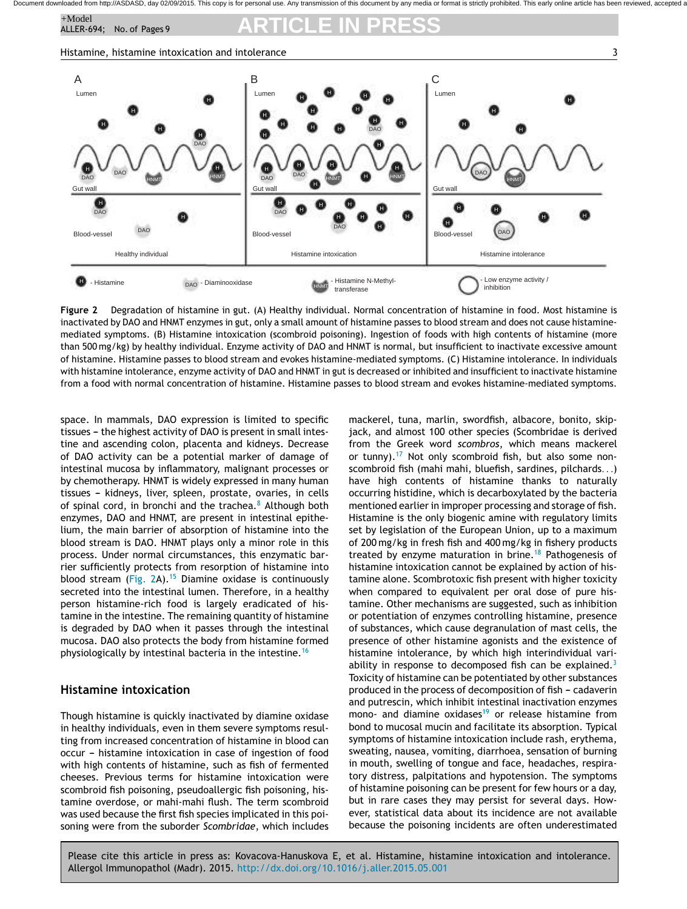A

Lumen

Gut wall

Blood-vessel

Healthy individual

B

Lumen

Gut wall

Blood-vessel

Histamine intoxication

C

Lumen

Gut wall

Blood-vessel

Histamine intolerance

H - Histamine

DAO - Diaminooxidase

HNMT - Histamine N-Methyl-transferase

- Low enzyme activity / inhibition

**Figure 2** Degradation of histamine in gut. (A) Healthy individual. Normal concentration of histamine in food. Most histamine is inactivated by DAO and HNMT enzymes in gut, only a small amount of histamine passes to blood stream and does not cause histamine-mediated symptoms. (B) Histamine intoxication (scombroid poisoning). Ingestion of foods with high contents of histamine (more than 500 mg/kg) by healthy individual. Enzyme activity of DAO and HNMT is normal, but insufficient to inactivate excessive amount of histamine. Histamine passes to blood stream and evokes histamine-mediated symptoms. (C) Histamine intolerance. In individuals with histamine intolerance, enzyme activity of DAO and HNMT in gut is decreased or inhibited and insufficient to inactivate histamine from a food with normal concentration of histamine. Histamine passes to blood stream and evokes histamine-mediated symptoms.

space. In mammals, DAO expression is limited to specific tissues – the highest activity of DAO is present in small intestine and ascending colon, placenta and kidneys. Decrease of DAO activity can be a potential marker of damage of intestinal mucosa by inflammatory, malignant processes or by chemotherapy. HNMT is widely expressed in many human tissues – kidneys, liver, spleen, prostate, ovaries, in cells of spinal cord, in bronchi and the trachea.[8] Although both enzymes, DAO and HNMT, are present in intestinal epithelium, the main barrier of absorption of histamine into the blood stream is DAO. HNMT plays only a minor role in this process. Under normal circumstances, this enzymatic barrier sufficiently protects from resorption of histamine into blood stream (Fig. 2A).[15] Diamine oxidase is continuously secreted into the intestinal lumen. Therefore, in a healthy person histamine-rich food is largely eradicated of histamine in the intestine. The remaining quantity of histamine is degraded by DAO when it passes through the intestinal mucosa. DAO also protects the body from histamine formed physiologically by intestinal bacteria in the intestine.[16]

## Histamine intoxication

Though histamine is quickly inactivated by diamine oxidase in healthy individuals, even in them severe symptoms resulting from increased concentration of histamine in blood can occur – histamine intoxication in case of ingestion of food with high contents of histamine, such as fish of fermented cheeses. Previous terms for histamine intoxication were scombroid fish poisoning, pseudoallergic fish poisoning, histamine overdose, or mahi-mahi flush. The term scombroid was used because the first fish species implicated in this poisoning were from the suborder *Scombridae*, which includes mackerel, tuna, marlin, swordfish, albacore, bonito, skipjack, and almost 100 other species (Scombridae is derived from the Greek word *scombros*, which means mackerel or tunny).[17] Not only scombroid fish, but also some non-scombroid fish (mahi mahi, bluefish, sardines, pilchards...) have high contents of histamine thanks to naturally occurring histidine, which is decarboxylated by the bacteria mentioned earlier in improper processing and storage of fish. Histamine is the only biogenic amine with regulatory limits set by legislation of the European Union, to a maximum of 200 mg/kg in fresh fish and 400 mg/kg in fishery products treated by enzyme maturation in brine.[18] Pathogenesis of histamine intoxication cannot be explained by action of histamine alone. Scombrotoxic fish present with higher toxicity when compared to equivalent per oral dose of pure histamine. Other mechanisms are suggested, such as inhibition or potentiation of enzymes controlling histamine, presence of substances, which cause degranulation of mast cells, the presence of other histamine agonists and the existence of histamine intolerance, by which high interindividual variability in response to decomposed fish can be explained.[3] Toxicity of histamine can be potentiated by other substances produced in the process of decomposition of fish – cadaverin and putrescin, which inhibit intestinal inactivation enzymes mono- and diamine oxidases[19] or release histamine from bond to mucosal mucin and facilitate its absorption. Typical symptoms of histamine intoxication include rash, erythema, sweating, nausea, vomiting, diarrhoea, sensation of burning in mouth, swelling of tongue and face, headaches, respiratory distress, palpitations and hypotension. The symptoms of histamine poisoning can be present for few hours or a day, but in rare cases they may persist for several days. However, statistical data about its incidence are not available because the poisoning incidents are often underestimated

Please cite this article in press as: Kovacova-Hanuskova E, et al. Histamine, histamine intoxication and intolerance. Allergol Immunopathol (Madr). 2015. http://dx.doi.org/10.1016/j.aller.2015.05.001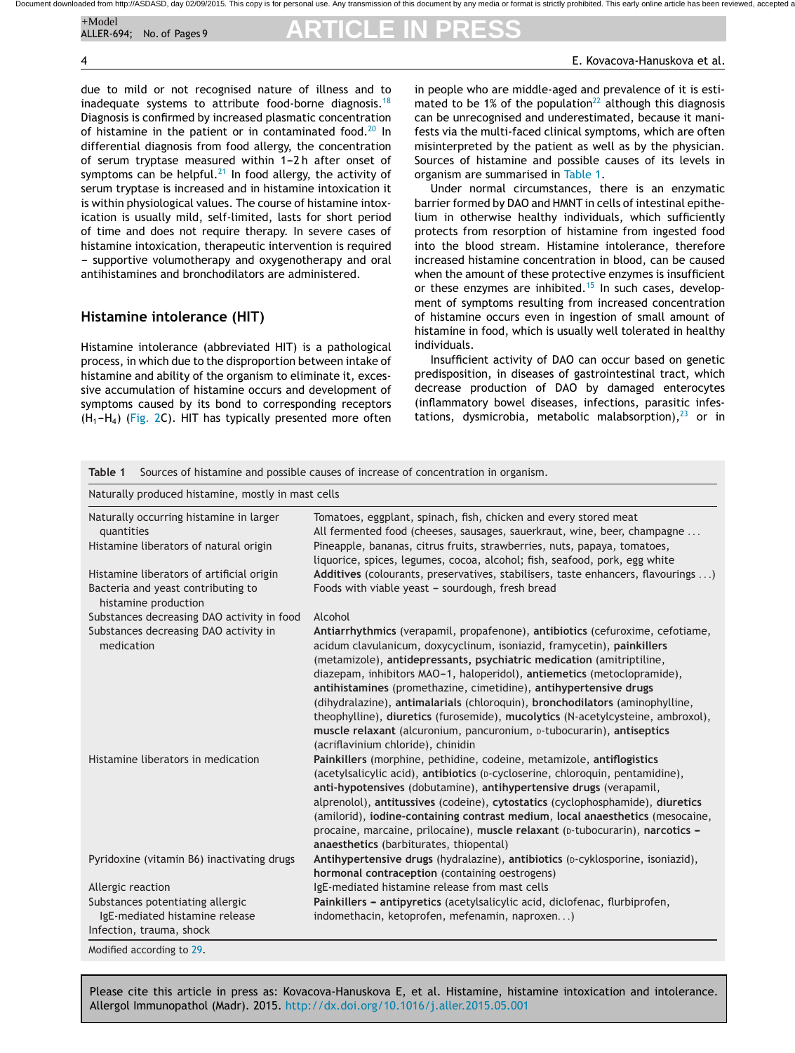due to mild or not recognised nature of illness and to inadequate systems to attribute food-borne diagnosis.[18] Diagnosis is confirmed by increased plasmatic concentration of histamine in the patient or in contaminated food.[20] In differential diagnosis from food allergy, the concentration of serum tryptase measured within 1–2 h after onset of symptoms can be helpful.[21] In food allergy, the activity of serum tryptase is increased and in histamine intoxication it is within physiological values. The course of histamine intoxication is usually mild, self-limited, lasts for short period of time and does not require therapy. In severe cases of histamine intoxication, therapeutic intervention is required – supportive volumotherapy and oxygenotherapy and oral antihistamines and bronchodilators are administered.

## Histamine intolerance (HIT)

Histamine intolerance (abbreviated HIT) is a pathological process, in which due to the disproportion between intake of histamine and ability of the organism to eliminate it, excessive accumulation of histamine occurs and development of symptoms caused by its bond to corresponding receptors ($H_1$–$H_4$) (Fig. 2C). HIT has typically presented more often in people who are middle-aged and prevalence of it is estimated to be 1% of the population[22] although this diagnosis can be unrecognised and underestimated, because it manifests via the multi-faced clinical symptoms, which are often misinterpreted by the patient as well as by the physician. Sources of histamine and possible causes of its levels in organism are summarised in Table 1.

Under normal circumstances, there is an enzymatic barrier formed by DAO and HMNT in cells of intestinal epithelium in otherwise healthy individuals, which sufficiently protects from resorption of histamine from ingested food into the blood stream. Histamine intolerance, therefore increased histamine concentration in blood, can be caused when the amount of these protective enzymes is insufficient or these enzymes are inhibited.[15] In such cases, development of symptoms resulting from increased concentration of histamine occurs even in ingestion of small amount of histamine in food, which is usually well tolerated in healthy individuals.

Insufficient activity of DAO can occur based on genetic predisposition, in diseases of gastrointestinal tract, which decrease production of DAO by damaged enterocytes (inflammatory bowel diseases, infections, parasitic infestations, dysmicrobia, metabolic malabsorption),[23] or in

**Table 1** Sources of histamine and possible causes of increase of concentration in organism.

| Naturally produced histamine, mostly in mast cells | |
|---|---|
| Naturally occurring histamine in larger quantities | Tomatoes, eggplant, spinach, fish, chicken and every stored meat<br>All fermented food (cheeses, sausages, sauerkraut, wine, beer, champagne ... |
| Histamine liberators of natural origin | Pineapple, bananas, citrus fruits, strawberries, nuts, papaya, tomatoes, liquorice, spices, legumes, cocoa, alcohol; fish, seafood, pork, egg white |
| Histamine liberators of artificial origin | **Additives** (colourants, preservatives, stabilisers, taste enhancers, flavourings ...) |
| Bacteria and yeast contributing to histamine production | Foods with viable yeast – sourdough, fresh bread |
| Substances decreasing DAO activity in food | Alcohol |
| Substances decreasing DAO activity in medication | **Antiarrhythmics** (verapamil, propafenone), **antibiotics** (cefuroxime, cefotiame, acidum clavulanicum, doxycyclinum, isoniazid, framycetin), **painkillers** (metamizole), **antidepressants, psychiatric medication** (amitriptiline, diazepam, inhibitors MAO-1, haloperidol), **antiemetics** (metoclopramide), **antihistamines** (promethazine, cimetidine), **antihypertensive drugs** (dihydralazine), **antimalarials** (chloroquin), **bronchodilators** (aminophylline, theophylline), **diuretics** (furosemide), **mucolytics** (N-acetylcysteine, ambroxol), **muscle relaxant** (alcuronium, pancuronium, D-tubocurarin), **antiseptics** (acriflavinium chloride), chinidin |
| Histamine liberators in medication | **Painkillers** (morphine, pethidine, codeine, metamizole, **antiflogistics** (acetylsalicylic acid), **antibiotics** (D-cycloserine, chloroquin, pentamidine), **anti-hypotensives** (dobutamine), **antihypertensive drugs** (verapamil, alprenolol), **antitussives** (codeine), **cytostatics** (cyclophosphamide), **diuretics** (amilorid), **iodine-containing contrast medium**, **local anaesthetics** (mesocaine, procaine, marcaine, prilocaine), **muscle relaxant** (D-tubocurarin), **narcotics – anaesthetics** (barbiturates, thiopental) |
| Pyridoxine (vitamin B6) inactivating drugs | **Antihypertensive drugs** (hydralazine), **antibiotics** (D-cyklosporine, isoniazid), **hormonal contraception** (containing oestrogens) |
| Allergic reaction | IgE-mediated histamine release from mast cells |
| Substances potentiating allergic IgE-mediated histamine release | **Painkillers – antipyretics** (acetylsalicylic acid, diclofenac, flurbiprofen, indomethacin, ketoprofen, mefenamin, naproxen...) |
| Infection, trauma, shock | |

Modified according to 29.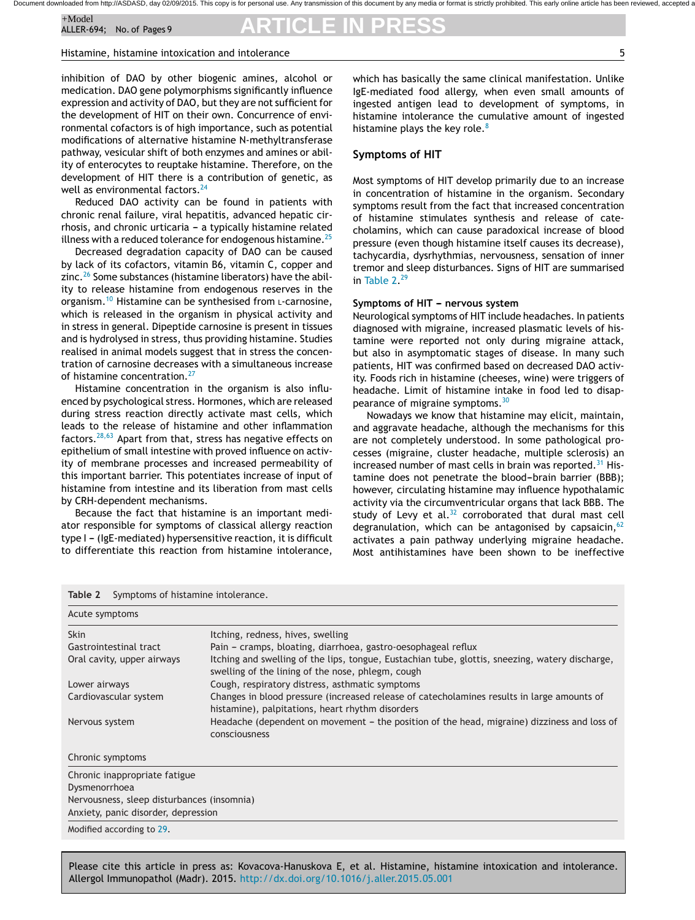inhibition of DAO by other biogenic amines, alcohol or medication. DAO gene polymorphisms significantly influence expression and activity of DAO, but they are not sufficient for the development of HIT on their own. Concurrence of environmental cofactors is of high importance, such as potential modifications of alternative histamine N-methyltransferase pathway, vesicular shift of both enzymes and amines or ability of enterocytes to reuptake histamine. Therefore, on the development of HIT there is a contribution of genetic, as well as environmental factors.[24]

Reduced DAO activity can be found in patients with chronic renal failure, viral hepatitis, advanced hepatic cirrhosis, and chronic urticaria -- a typically histamine related illness with a reduced tolerance for endogenous histamine.[25]

Decreased degradation capacity of DAO can be caused by lack of its cofactors, vitamin B6, vitamin C, copper and zinc.[26] Some substances (histamine liberators) have the ability to release histamine from endogenous reserves in the organism.[10] Histamine can be synthesised from L-carnosine, which is released in the organism in physical activity and in stress in general. Dipeptide carnosine is present in tissues and is hydrolysed in stress, thus providing histamine. Studies realised in animal models suggest that in stress the concentration of carnosine decreases with a simultaneous increase of histamine concentration.[27]

Histamine concentration in the organism is also influenced by psychological stress. Hormones, which are released during stress reaction directly activate mast cells, which leads to the release of histamine and other inflammation factors.[28,63] Apart from that, stress has negative effects on epithelium of small intestine with proved influence on activity of membrane processes and increased permeability of this important barrier. This potentiates increase of input of histamine from intestine and its liberation from mast cells by CRH-dependent mechanisms.

Because the fact that histamine is an important mediator responsible for symptoms of classical allergy reaction type I -- (IgE-mediated) hypersensitive reaction, it is difficult to differentiate this reaction from histamine intolerance, which has basically the same clinical manifestation. Unlike IgE-mediated food allergy, when even small amounts of ingested antigen lead to development of symptoms, in histamine intolerance the cumulative amount of ingested histamine plays the key role.[8]

## Symptoms of HIT

Most symptoms of HIT develop primarily due to an increase in concentration of histamine in the organism. Secondary symptoms result from the fact that increased concentration of histamine stimulates synthesis and release of catecholamins, which can cause paradoxical increase of blood pressure (even though histamine itself causes its decrease), tachycardia, dysrhythmias, nervousness, sensation of inner tremor and sleep disturbances. Signs of HIT are summarised in Table 2.[29]

### Symptoms of HIT -- nervous system

Neurological symptoms of HIT include headaches. In patients diagnosed with migraine, increased plasmatic levels of histamine were reported not only during migraine attack, but also in asymptomatic stages of disease. In many such patients, HIT was confirmed based on decreased DAO activity. Foods rich in histamine (cheeses, wine) were triggers of headache. Limit of histamine intake in food led to disappearance of migraine symptoms.[30]

Nowadays we know that histamine may elicit, maintain, and aggravate headache, although the mechanisms for this are not completely understood. In some pathological processes (migraine, cluster headache, multiple sclerosis) an increased number of mast cells in brain was reported.[31] Histamine does not penetrate the blood–brain barrier (BBB); however, circulating histamine may influence hypothalamic activity via the circumventricular organs that lack BBB. The study of Levy et al.[32] corroborated that dural mast cell degranulation, which can be antagonised by capsaicin,[62] activates a pain pathway underlying migraine headache. Most antihistamines have been shown to be ineffective

**Table 2** Symptoms of histamine intolerance.

| Acute symptoms | |
|---|---|
| Skin | Itching, redness, hives, swelling |
| Gastrointestinal tract | Pain – cramps, bloating, diarrhoea, gastro-oesophageal reflux |
| Oral cavity, upper airways | Itching and swelling of the lips, tongue, Eustachian tube, glottis, sneezing, watery discharge, swelling of the lining of the nose, phlegm, cough |
| Lower airways | Cough, respiratory distress, asthmatic symptoms |
| Cardiovascular system | Changes in blood pressure (increased release of catecholamines results in large amounts of histamine), palpitations, heart rhythm disorders |
| Nervous system | Headache (dependent on movement – the position of the head, migraine) dizziness and loss of consciousness |
| **Chronic symptoms** | |
| Chronic inappropriate fatigue | |
| Dysmenorrhoea | |
| Nervousness, sleep disturbances (insomnia) | |
| Anxiety, panic disorder, depression | |

Modified according to 29.

Please cite this article in press as: Kovacova-Hanuskova E, et al. Histamine, histamine intoxication and intolerance. Allergol Immunopathol (Madr). 2015. http://dx.doi.org/10.1016/j.aller.2015.05.001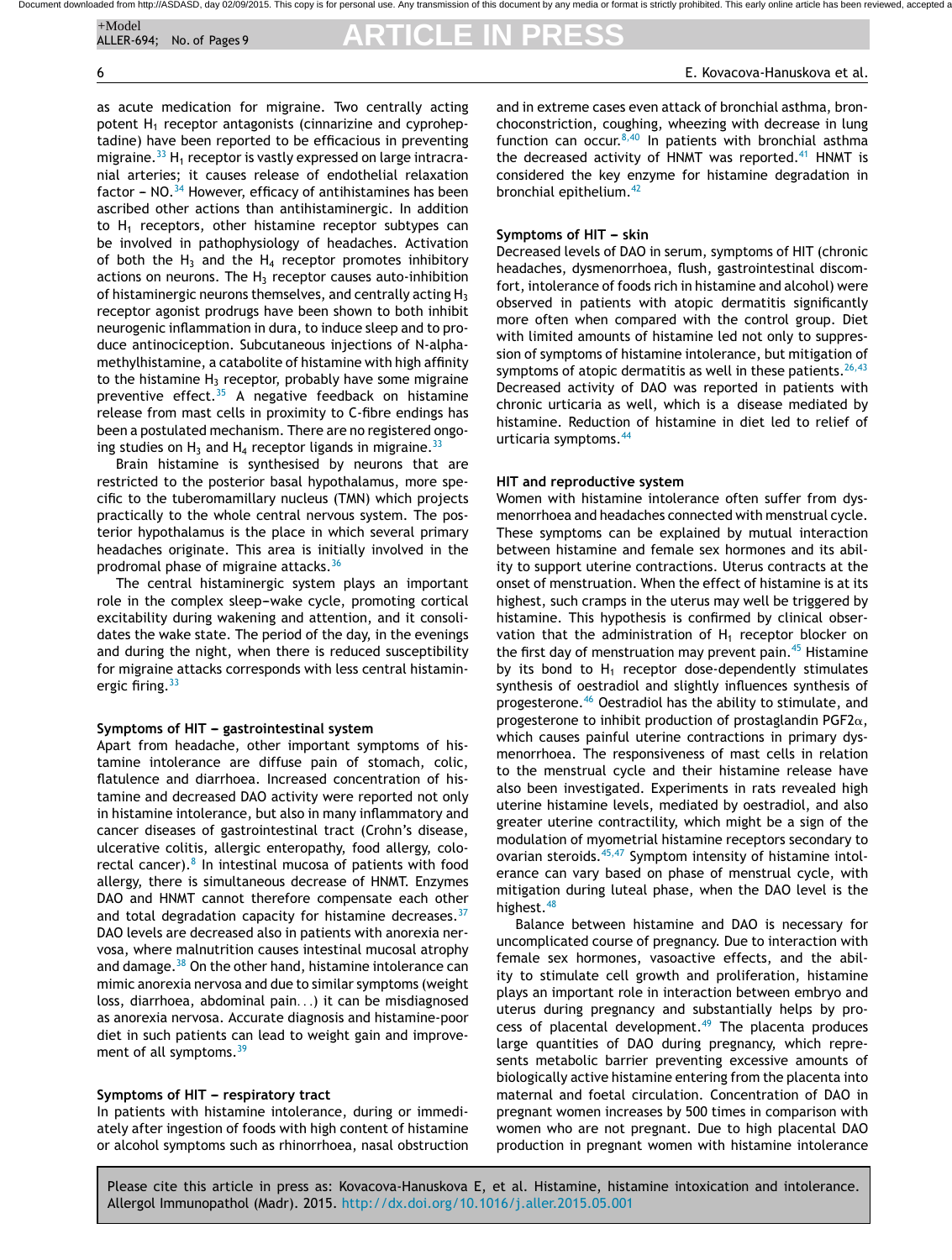as acute medication for migraine. Two centrally acting potent $H_1$ receptor antagonists (cinnarizine and cyproheptadine) have been reported to be efficacious in preventing migraine.[33] $H_1$ receptor is vastly expressed on large intracranial arteries; it causes release of endothelial relaxation factor – NO.[34] However, efficacy of antihistamines has been ascribed other actions than antihistaminergic. In addition to $H_1$ receptors, other histamine receptor subtypes can be involved in pathophysiology of headaches. Activation of both the $H_3$ and the $H_4$ receptor promotes inhibitory actions on neurons. The $H_3$ receptor causes auto-inhibition of histaminergic neurons themselves, and centrally acting $H_3$ receptor agonist prodrugs have been shown to both inhibit neurogenic inflammation in dura, to induce sleep and to produce antinociception. Subcutaneous injections of N-alpha-methylhistamine, a catabolite of histamine with high affinity to the histamine $H_3$ receptor, probably have some migraine preventive effect.[35] A negative feedback on histamine release from mast cells in proximity to C-fibre endings has been a postulated mechanism. There are no registered ongoing studies on $H_3$ and $H_4$ receptor ligands in migraine.[33]

Brain histamine is synthesised by neurons that are restricted to the posterior basal hypothalamus, more specific to the tuberomamillary nucleus (TMN) which projects practically to the whole central nervous system. The posterior hypothalamus is the place in which several primary headaches originate. This area is initially involved in the prodromal phase of migraine attacks.[36]

The central histaminergic system plays an important role in the complex sleep–wake cycle, promoting cortical excitability during wakening and attention, and it consolidates the wake state. The period of the day, in the evenings and during the night, when there is reduced susceptibility for migraine attacks corresponds with less central histaminergic firing.[33]

### Symptoms of HIT – gastrointestinal system

Apart from headache, other important symptoms of histamine intolerance are diffuse pain of stomach, colic, flatulence and diarrhoea. Increased concentration of histamine and decreased DAO activity were reported not only in histamine intolerance, but also in many inflammatory and cancer diseases of gastrointestinal tract (Crohn's disease, ulcerative colitis, allergic enteropathy, food allergy, colorectal cancer).[8] In intestinal mucosa of patients with food allergy, there is simultaneous decrease of HNMT. Enzymes DAO and HNMT cannot therefore compensate each other and total degradation capacity for histamine decreases.[37] DAO levels are decreased also in patients with anorexia nervosa, where malnutrition causes intestinal mucosal atrophy and damage.[38] On the other hand, histamine intolerance can mimic anorexia nervosa and due to similar symptoms (weight loss, diarrhoea, abdominal pain...) it can be misdiagnosed as anorexia nervosa. Accurate diagnosis and histamine-poor diet in such patients can lead to weight gain and improvement of all symptoms.[39]

### Symptoms of HIT – respiratory tract

In patients with histamine intolerance, during or immediately after ingestion of foods with high content of histamine or alcohol symptoms such as rhinorrhoea, nasal obstruction and in extreme cases even attack of bronchial asthma, bronchoconstriction, coughing, wheezing with decrease in lung function can occur.[8,40] In patients with bronchial asthma the decreased activity of HNMT was reported.[41] HNMT is considered the key enzyme for histamine degradation in bronchial epithelium.[42]

### Symptoms of HIT – skin

Decreased levels of DAO in serum, symptoms of HIT (chronic headaches, dysmenorrhoea, flush, gastrointestinal discomfort, intolerance of foods rich in histamine and alcohol) were observed in patients with atopic dermatitis significantly more often when compared with the control group. Diet with limited amounts of histamine led not only to suppression of symptoms of histamine intolerance, but mitigation of symptoms of atopic dermatitis as well in these patients.[26,43] Decreased activity of DAO was reported in patients with chronic urticaria as well, which is a disease mediated by histamine. Reduction of histamine in diet led to relief of urticaria symptoms.[44]

### HIT and reproductive system

Women with histamine intolerance often suffer from dysmenorrhoea and headaches connected with menstrual cycle. These symptoms can be explained by mutual interaction between histamine and female sex hormones and its ability to support uterine contractions. Uterus contracts at the onset of menstruation. When the effect of histamine is at its highest, such cramps in the uterus may well be triggered by histamine. This hypothesis is confirmed by clinical observation that the administration of $H_1$ receptor blocker on the first day of menstruation may prevent pain.[45] Histamine by its bond to $H_1$ receptor dose-dependently stimulates synthesis of oestradiol and slightly influences synthesis of progesterone.[46] Oestradiol has the ability to stimulate, and progesterone to inhibit production of prostaglandin PGF2$\alpha$, which causes painful uterine contractions in primary dysmenorrhoea. The responsiveness of mast cells in relation to the menstrual cycle and their histamine release have also been investigated. Experiments in rats revealed high uterine histamine levels, mediated by oestradiol, and also greater uterine contractility, which might be a sign of the modulation of myometrial histamine receptors secondary to ovarian steroids.[45,47] Symptom intensity of histamine intolerance can vary based on phase of menstrual cycle, with mitigation during luteal phase, when the DAO level is the highest.[48]

Balance between histamine and DAO is necessary for uncomplicated course of pregnancy. Due to interaction with female sex hormones, vasoactive effects, and the ability to stimulate cell growth and proliferation, histamine plays an important role in interaction between embryo and uterus during pregnancy and substantially helps by process of placental development.[49] The placenta produces large quantities of DAO during pregnancy, which represents metabolic barrier preventing excessive amounts of biologically active histamine entering from the placenta into maternal and foetal circulation. Concentration of DAO in pregnant women increases by 500 times in comparison with women who are not pregnant. Due to high placental DAO production in pregnant women with histamine intolerance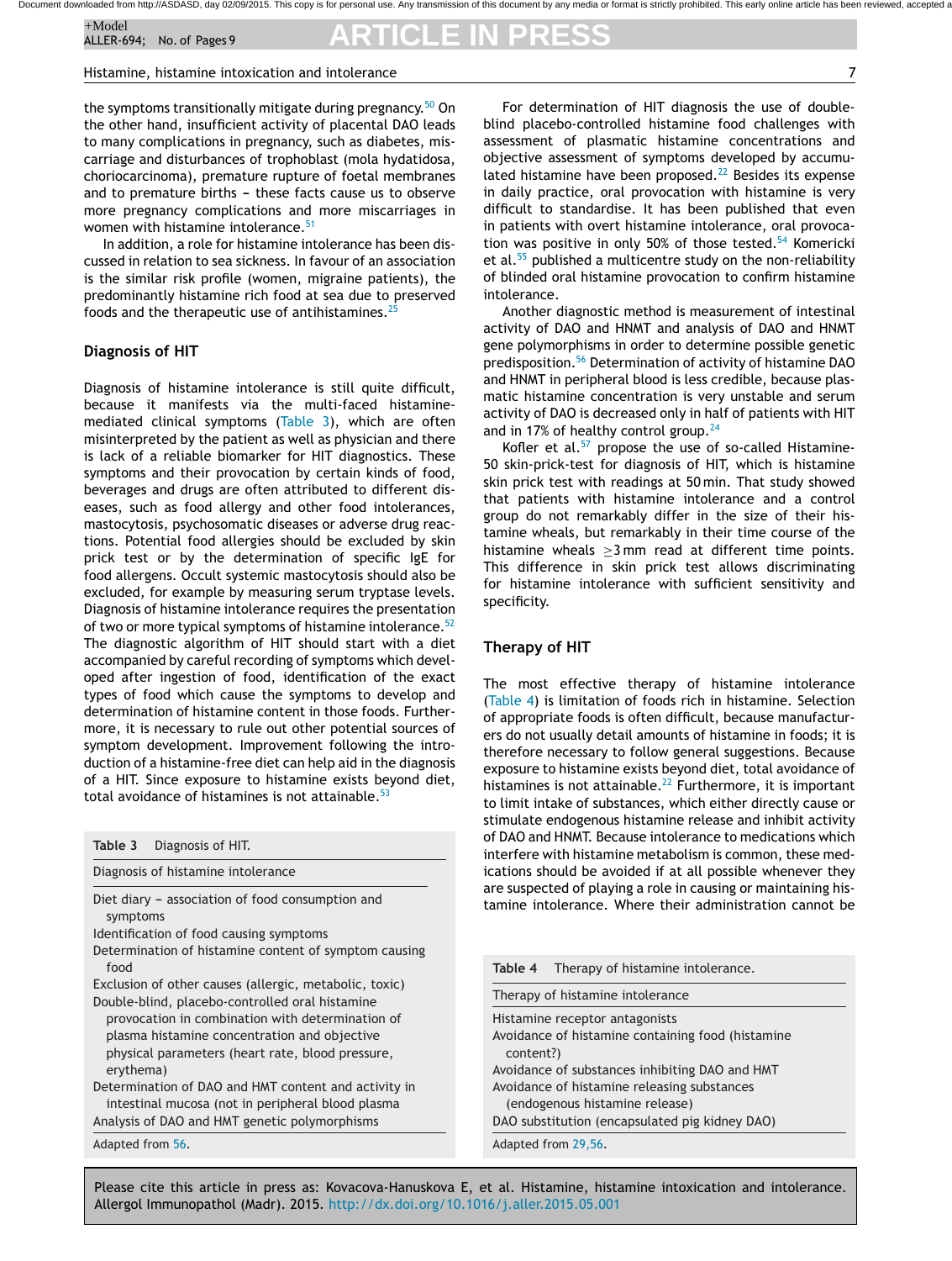the symptoms transitionally mitigate during pregnancy.[50] On the other hand, insufficient activity of placental DAO leads to many complications in pregnancy, such as diabetes, miscarriage and disturbances of trophoblast (mola hydatidosa, choriocarcinoma), premature rupture of foetal membranes and to premature births – these facts cause us to observe more pregnancy complications and more miscarriages in women with histamine intolerance.[51]

In addition, a role for histamine intolerance has been discussed in relation to sea sickness. In favour of an association is the similar risk profile (women, migraine patients), the predominantly histamine rich food at sea due to preserved foods and the therapeutic use of antihistamines.[25]

## Diagnosis of HIT

Diagnosis of histamine intolerance is still quite difficult, because it manifests via the multi-faced histamine-mediated clinical symptoms (Table 3), which are often misinterpreted by the patient as well as physician and there is lack of a reliable biomarker for HIT diagnostics. These symptoms and their provocation by certain kinds of food, beverages and drugs are often attributed to different diseases, such as food allergy and other food intolerances, mastocytosis, psychosomatic diseases or adverse drug reactions. Potential food allergies should be excluded by skin prick test or by the determination of specific IgE for food allergens. Occult systemic mastocytosis should also be excluded, for example by measuring serum tryptase levels. Diagnosis of histamine intolerance requires the presentation of two or more typical symptoms of histamine intolerance.[52] The diagnostic algorithm of HIT should start with a diet accompanied by careful recording of symptoms which developed after ingestion of food, identification of the exact types of food which cause the symptoms to develop and determination of histamine content in those foods. Furthermore, it is necessary to rule out other potential sources of symptom development. Improvement following the introduction of a histamine-free diet can help aid in the diagnosis of a HIT. Since exposure to histamine exists beyond diet, total avoidance of histamines is not attainable.[53]

**Table 3** Diagnosis of HIT.

| Diagnosis of histamine intolerance |
|---|
| Diet diary – association of food consumption and symptoms |
| Identification of food causing symptoms |
| Determination of histamine content of symptom causing food |
| Exclusion of other causes (allergic, metabolic, toxic) |
| Double-blind, placebo-controlled oral histamine provocation in combination with determination of plasma histamine concentration and objective physical parameters (heart rate, blood pressure, erythema) |
| Determination of DAO and HMT content and activity in intestinal mucosa (not in peripheral blood plasma |
| Analysis of DAO and HMT genetic polymorphisms |

Adapted from 56.

For determination of HIT diagnosis the use of double-blind placebo-controlled histamine food challenges with assessment of plasmatic histamine concentrations and objective assessment of symptoms developed by accumulated histamine have been proposed.[22] Besides its expense in daily practice, oral provocation with histamine is very difficult to standardise. It has been published that even in patients with overt histamine intolerance, oral provocation was positive in only 50% of those tested.[54] Komericki et al.[55] published a multicentre study on the non-reliability of blinded oral histamine provocation to confirm histamine intolerance.

Another diagnostic method is measurement of intestinal activity of DAO and HNMT and analysis of DAO and HNMT gene polymorphisms in order to determine possible genetic predisposition.[56] Determination of activity of histamine DAO and HNMT in peripheral blood is less credible, because plasmatic histamine concentration is very unstable and serum activity of DAO is decreased only in half of patients with HIT and in 17% of healthy control group.[24]

Kofler et al.[57] propose the use of so-called Histamine-50 skin-prick-test for diagnosis of HIT, which is histamine skin prick test with readings at 50 min. That study showed that patients with histamine intolerance and a control group do not remarkably differ in the size of their histamine wheals, but remarkably in their time course of the histamine wheals $\geq$3 mm read at different time points. This difference in skin prick test allows discriminating for histamine intolerance with sufficient sensitivity and specificity.

## Therapy of HIT

The most effective therapy of histamine intolerance (Table 4) is limitation of foods rich in histamine. Selection of appropriate foods is often difficult, because manufacturers do not usually detail amounts of histamine in foods; it is therefore necessary to follow general suggestions. Because exposure to histamine exists beyond diet, total avoidance of histamines is not attainable.[22] Furthermore, it is important to limit intake of substances, which either directly cause or stimulate endogenous histamine release and inhibit activity of DAO and HNMT. Because intolerance to medications which interfere with histamine metabolism is common, these medications should be avoided if at all possible whenever they are suspected of playing a role in causing or maintaining histamine intolerance. Where their administration cannot be

**Table 4** Therapy of histamine intolerance.

| Therapy of histamine intolerance |
|---|
| Histamine receptor antagonists |
| Avoidance of histamine containing food (histamine content?) |
| Avoidance of substances inhibiting DAO and HMT |
| Avoidance of histamine releasing substances (endogenous histamine release) |
| DAO substitution (encapsulated pig kidney DAO) |

Adapted from 29,56.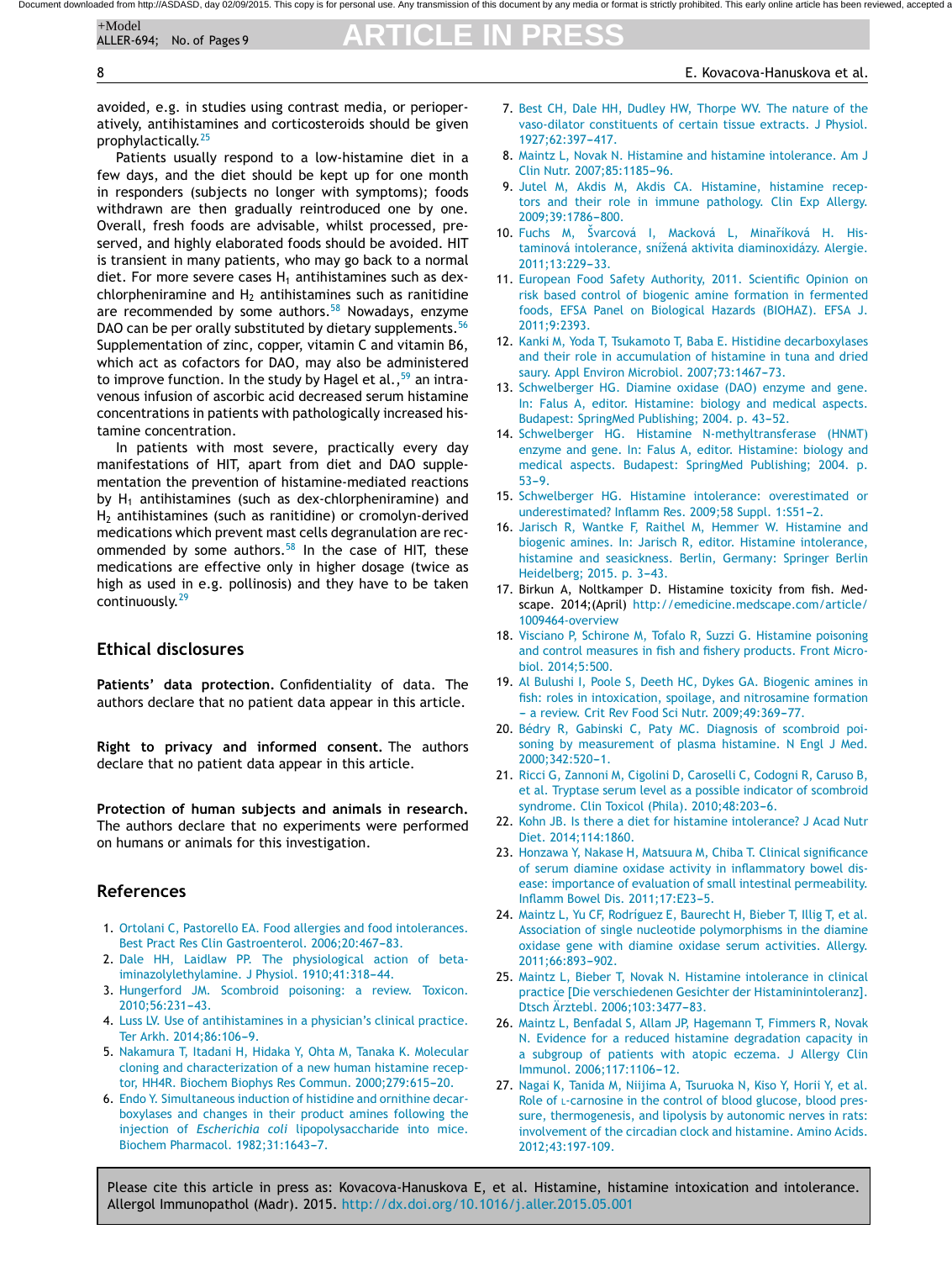avoided, e.g. in studies using contrast media, or perioperatively, antihistamines and corticosteroids should be given prophylactically.[25]

Patients usually respond to a low-histamine diet in a few days, and the diet should be kept up for one month in responders (subjects no longer with symptoms); foods withdrawn are then gradually reintroduced one by one. Overall, fresh foods are advisable, whilst processed, preserved, and highly elaborated foods should be avoided. HIT is transient in many patients, who may go back to a normal diet. For more severe cases $H_1$ antihistamines such as dexchlorpheniramine and $H_2$ antihistamines such as ranitidine are recommended by some authors.[58] Nowadays, enzyme DAO can be per orally substituted by dietary supplements.[56] Supplementation of zinc, copper, vitamin C and vitamin B6, which act as cofactors for DAO, may also be administered to improve function. In the study by Hagel et al.,[59] an intravenous infusion of ascorbic acid decreased serum histamine concentrations in patients with pathologically increased histamine concentration.

In patients with most severe, practically every day manifestations of HIT, apart from diet and DAO supplementation the prevention of histamine-mediated reactions by $H_1$ antihistamines (such as dex-chlorpheniramine) and $H_2$ antihistamines (such as ranitidine) or cromolyn-derived medications which prevent mast cells degranulation are recommended by some authors.[58] In the case of HIT, these medications are effective only in higher dosage (twice as high as used in e.g. pollinosis) and they have to be taken continuously.[29]

## Ethical disclosures

**Patients' data protection.** Confidentiality of data. The authors declare that no patient data appear in this article.

**Right to privacy and informed consent.** The authors declare that no patient data appear in this article.

**Protection of human subjects and animals in research.** The authors declare that no experiments were performed on humans or animals for this investigation.

## References

1. Ortolani C, Pastorello EA. Food allergies and food intolerances. Best Pract Res Clin Gastroenterol. 2006;20:467–83.
2. Dale HH, Laidlaw PP. The physiological action of beta-iminazolylethylamine. J Physiol. 1910;41:318–44.
3. Hungerford JM. Scombroid poisoning: a review. Toxicon. 2010;56:231–43.
4. Luss LV. Use of antihistamines in a physician's clinical practice. Ter Arkh. 2014;86:106–9.
5. Nakamura T, Itadani H, Hidaka Y, Ohta M, Tanaka K. Molecular cloning and characterization of a new human histamine receptor, HH4R. Biochem Biophys Res Commun. 2000;279:615–20.
6. Endo Y. Simultaneous induction of histidine and ornithine decarboxylases and changes in their product amines following the injection of *Escherichia coli* lipopolysaccharide into mice. Biochem Pharmacol. 1982;31:1643–7.
7. Best CH, Dale HH, Dudley HW, Thorpe WV. The nature of the vaso-dilator constituents of certain tissue extracts. J Physiol. 1927;62:397–417.
8. Maintz L, Novak N. Histamine and histamine intolerance. Am J Clin Nutr. 2007;85:1185–96.
9. Jutel M, Akdis M, Akdis CA. Histamine, histamine receptors and their role in immune pathology. Clin Exp Allergy. 2009;39:1786–800.
10. Fuchs M, Švarcová I, Macková L, Minaříková H. Histaminová intolerance, snížená aktivita diaminoxidázy. Alergie. 2011;13:229–33.
11. European Food Safety Authority, 2011. Scientific Opinion on risk based control of biogenic amine formation in fermented foods, EFSA Panel on Biological Hazards (BIOHAZ). EFSA J. 2011;9:2393.
12. Kanki M, Yoda T, Tsukamoto T, Baba E. Histidine decarboxylases and their role in accumulation of histamine in tuna and dried saury. Appl Environ Microbiol. 2007;73:1467–73.
13. Schwelberger HG. Diamine oxidase (DAO) enzyme and gene. In: Falus A, editor. Histamine: biology and medical aspects. Budapest: SpringMed Publishing; 2004. p. 43–52.
14. Schwelberger HG. Histamine N-methyltransferase (HNMT) enzyme and gene. In: Falus A, editor. Histamine: biology and medical aspects. Budapest: SpringMed Publishing; 2004. p. 53–9.
15. Schwelberger HG. Histamine intolerance: overestimated or underestimated? Inflamm Res. 2009;58 Suppl. 1:S51–2.
16. Jarisch R, Wantke F, Raithel M, Hemmer W. Histamine and biogenic amines. In: Jarisch R, editor. Histamine intolerance, histamine and seasickness. Berlin, Germany: Springer Berlin Heidelberg; 2015. p. 3–43.
17. Birkun A, Noltkamper D. Histamine toxicity from fish. Medscape. 2014;(April) http://emedicine.medscape.com/article/1009464-overview
18. Visciano P, Schirone M, Tofalo R, Suzzi G. Histamine poisoning and control measures in fish and fishery products. Front Microbiol. 2014;5:500.
19. Al Bulushi I, Poole S, Deeth HC, Dykes GA. Biogenic amines in fish: roles in intoxication, spoilage, and nitrosamine formation – a review. Crit Rev Food Sci Nutr. 2009;49:369–77.
20. Bédry R, Gabinski C, Paty MC. Diagnosis of scombroid poisoning by measurement of plasma histamine. N Engl J Med. 2000;342:520–1.
21. Ricci G, Zannoni M, Cigolini D, Caroselli C, Codogni R, Caruso B, et al. Tryptase serum level as a possible indicator of scombroid syndrome. Clin Toxicol (Phila). 2010;48:203–6.
22. Kohn JB. Is there a diet for histamine intolerance? J Acad Nutr Diet. 2014;114:1860.
23. Honzawa Y, Nakase H, Matsuura M, Chiba T. Clinical significance of serum diamine oxidase activity in inflammatory bowel disease: importance of evaluation of small intestinal permeability. Inflamm Bowel Dis. 2011;17:E23–5.
24. Maintz L, Yu CF, Rodríguez E, Baurecht H, Bieber T, Illig T, et al. Association of single nucleotide polymorphisms in the diamine oxidase gene with diamine oxidase serum activities. Allergy. 2011;66:893–902.
25. Maintz L, Bieber T, Novak N. Histamine intolerance in clinical practice [Die verschiedenen Gesichter der Histaminintoleranz]. Dtsch Ärztebl. 2006;103:3477–83.
26. Maintz L, Benfadal S, Allam JP, Hagemann T, Fimmers R, Novak N. Evidence for a reduced histamine degradation capacity in a subgroup of patients with atopic eczema. J Allergy Clin Immunol. 2006;117:1106–12.
27. Nagai K, Tanida M, Niijima A, Tsuruoka N, Kiso Y, Horii Y, et al. Role of L-carnosine in the control of blood glucose, blood pressure, thermogenesis, and lipolysis by autonomic nerves in rats: involvement of the circadian clock and histamine. Amino Acids. 2012;43:197-109.

Please cite this article in press as: Kovacova-Hanuskova E, et al. Histamine, histamine intoxication and intolerance. Allergol Immunopathol (Madr). 2015. http://dx.doi.org/10.1016/j.aller.2015.05.001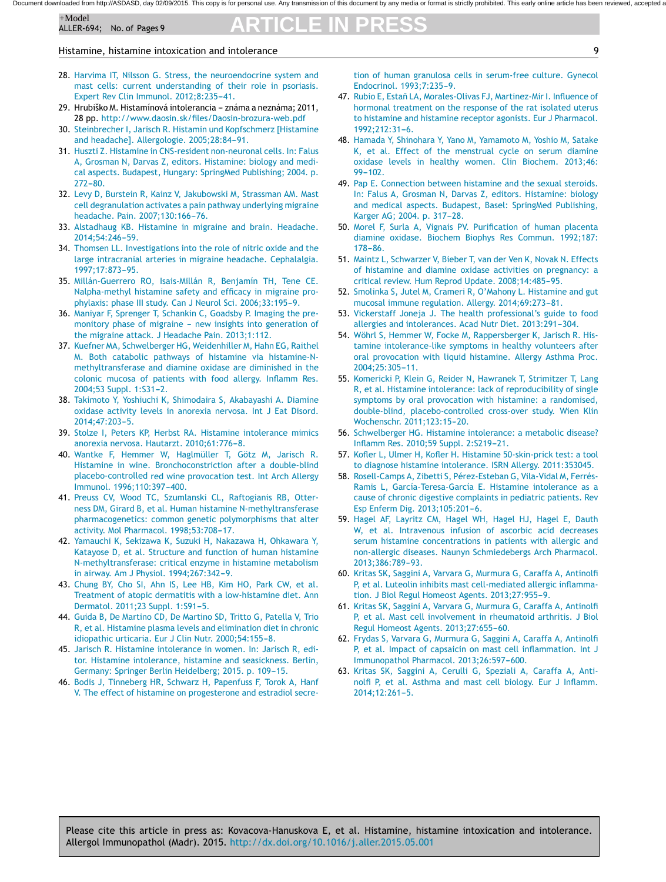28. Harvima IT, Nilsson G. Stress, the neuroendocrine system and mast cells: current understanding of their role in psoriasis. Expert Rev Clin Immunol. 2012;8:235–41.
29. Hrubiško M. Histamínová intolerancia – známa a neznáma; 2011, 28 pp. http://www.daosin.sk/files/Daosin-brozura-web.pdf
30. Steinbrecher I, Jarisch R. Histamin und Kopfschmerz [Histamine and headache]. Allergologie. 2005;28:84–91.
31. Huszti Z. Histamine in CNS-resident non-neuronal cells. In: Falus A, Grosman N, Darvas Z, editors. Histamine: biology and medical aspects. Budapest, Hungary: SpringMed Publishing; 2004. p. 272–80.
32. Levy D, Burstein R, Kainz V, Jakubowski M, Strassman AM. Mast cell degranulation activates a pain pathway underlying migraine headache. Pain. 2007;130:166–76.
33. Alstadhaug KB. Histamine in migraine and brain. Headache. 2014;54:246–59.
34. Thomsen LL. Investigations into the role of nitric oxide and the large intracranial arteries in migraine headache. Cephalalgia. 1997;17:873–95.
35. Millán-Guerrero RO, Isais-Millán R, Benjamín TH, Tene CE. Nalpha-methyl histamine safety and efficacy in migraine prophylaxis: phase III study. Can J Neurol Sci. 2006;33:195–9.
36. Maniyar F, Sprenger T, Schankin C, Goadsby P. Imaging the premonitory phase of migraine – new insights into generation of the migraine attack. J Headache Pain. 2013;1:112.
37. Kuefner MA, Schwelberger HG, Weidenhiller M, Hahn EG, Raithel M. Both catabolic pathways of histamine via histamine-N-methyltransferase and diamine oxidase are diminished in the colonic mucosa of patients with food allergy. Inflamm Res. 2004;53 Suppl. 1:S31–2.
38. Takimoto Y, Yoshiuchi K, Shimodaira S, Akabayashi A. Diamine oxidase activity levels in anorexia nervosa. Int J Eat Disord. 2014;47:203–5.
39. Stolze I, Peters KP, Herbst RA. Histamine intolerance mimics anorexia nervosa. Hautarzt. 2010;61:776–8.
40. Wantke F, Hemmer W, Haglmüller T, Götz M, Jarisch R. Histamine in wine. Bronchoconstriction after a double-blind placebo-controlled red wine provocation test. Int Arch Allergy Immunol. 1996;110:397–400.
41. Preuss CV, Wood TC, Szumlanski CL, Raftogianis RB, Otterness DM, Girard B, et al. Human histamine N-methyltransferase pharmacogenetics: common genetic polymorphisms that alter activity. Mol Pharmacol. 1998;53:708–17.
42. Yamauchi K, Sekizawa K, Suzuki H, Nakazawa H, Ohkawara Y, Katayose D, et al. Structure and function of human histamine N-methyltransferase: critical enzyme in histamine metabolism in airway. Am J Physiol. 1994;267:342–9.
43. Chung BY, Cho SI, Ahn IS, Lee HB, Kim HO, Park CW, et al. Treatment of atopic dermatitis with a low-histamine diet. Ann Dermatol. 2011;23 Suppl. 1:S91–5.
44. Guida B, De Martino CD, De Martino SD, Tritto G, Patella V, Trio R, et al. Histamine plasma levels and elimination diet in chronic idiopathic urticaria. Eur J Clin Nutr. 2000;54:155–8.
45. Jarisch R. Histamine intolerance in women. In: Jarisch R, editor. Histamine intolerance, histamine and seasickness. Berlin, Germany: Springer Berlin Heidelberg; 2015. p. 109–15.
46. Bodis J, Tinneberg HR, Schwarz H, Papenfuss F, Torok A, Hanf V. The effect of histamine on progesterone and estradiol secretion of human granulosa cells in serum-free culture. Gynecol Endocrinol. 1993;7:235–9.
47. Rubio E, Estañ LA, Morales-Olivas FJ, Martinez-Mir I. Influence of hormonal treatment on the response of the rat isolated uterus to histamine and histamine receptor agonists. Eur J Pharmacol. 1992;212:31–6.
48. Hamada Y, Shinohara Y, Yano M, Yamamoto M, Yoshio M, Satake K, et al. Effect of the menstrual cycle on serum diamine oxidase levels in healthy women. Clin Biochem. 2013;46: 99–102.
49. Pap E. Connection between histamine and the sexual steroids. In: Falus A, Grosman N, Darvas Z, editors. Histamine: biology and medical aspects. Budapest, Basel: SpringMed Publishing, Karger AG; 2004. p. 317–28.
50. Morel F, Surla A, Vignais PV. Purification of human placenta diamine oxidase. Biochem Biophys Res Commun. 1992;187: 178–86.
51. Maintz L, Schwarzer V, Bieber T, van der Ven K, Novak N. Effects of histamine and diamine oxidase activities on pregnancy: a critical review. Hum Reprod Update. 2008;14:485–95.
52. Smolinka S, Jutel M, Crameri R, O'Mahony L. Histamine and gut mucosal immune regulation. Allergy. 2014;69:273–81.
53. Vickerstaff Joneja J. The health professional's guide to food allergies and intolerances. Acad Nutr Diet. 2013:291–304.
54. Wöhrl S, Hemmer W, Focke M, Rappersberger K, Jarisch R. Histamine intolerance-like symptoms in healthy volunteers after oral provocation with liquid histamine. Allergy Asthma Proc. 2004;25:305–11.
55. Komericki P, Klein G, Reider N, Hawranek T, Strimitzer T, Lang R, et al. Histamine intolerance: lack of reproducibility of single symptoms by oral provocation with histamine: a randomised, double-blind, placebo-controlled cross-over study. Wien Klin Wochenschr. 2011;123:15–20.
56. Schwelberger HG. Histamine intolerance: a metabolic disease? Inflamm Res. 2010;59 Suppl. 2:S219–21.
57. Kofler L, Ulmer H, Kofler H. Histamine 50-skin-prick test: a tool to diagnose histamine intolerance. ISRN Allergy. 2011:353045.
58. Rosell-Camps A, Zibetti S, Pérez-Esteban G, Vila-Vidal M, Ferrés-Ramis L, García-Teresa-García E. Histamine intolerance as a cause of chronic digestive complaints in pediatric patients. Rev Esp Enferm Dig. 2013;105:201–6.
59. Hagel AF, Layritz CM, Hagel WH, Hagel HJ, Hagel E, Dauth W, et al. Intravenous infusion of ascorbic acid decreases serum histamine concentrations in patients with allergic and non-allergic diseases. Naunyn Schmiedebergs Arch Pharmacol. 2013;386:789–93.
60. Kritas SK, Saggini A, Varvara G, Murmura G, Caraffa A, Antinolfi P, et al. Luteolin inhibits mast cell-mediated allergic inflammation. J Biol Regul Homeost Agents. 2013;27:955–9.
61. Kritas SK, Saggini A, Varvara G, Murmura G, Caraffa A, Antinolfi P, et al. Mast cell involvement in rheumatoid arthritis. J Biol Regul Homeost Agents. 2013;27:655–60.
62. Frydas S, Varvara G, Murmura G, Saggini A, Caraffa A, Antinolfi P, et al. Impact of capsaicin on mast cell inflammation. Int J Immunopathol Pharmacol. 2013;26:597–600.
63. Kritas SK, Saggini A, Cerulli G, Speziali A, Caraffa A, Antinolfi P, et al. Asthma and mast cell biology. Eur J Inflamm. 2014;12:261–5.